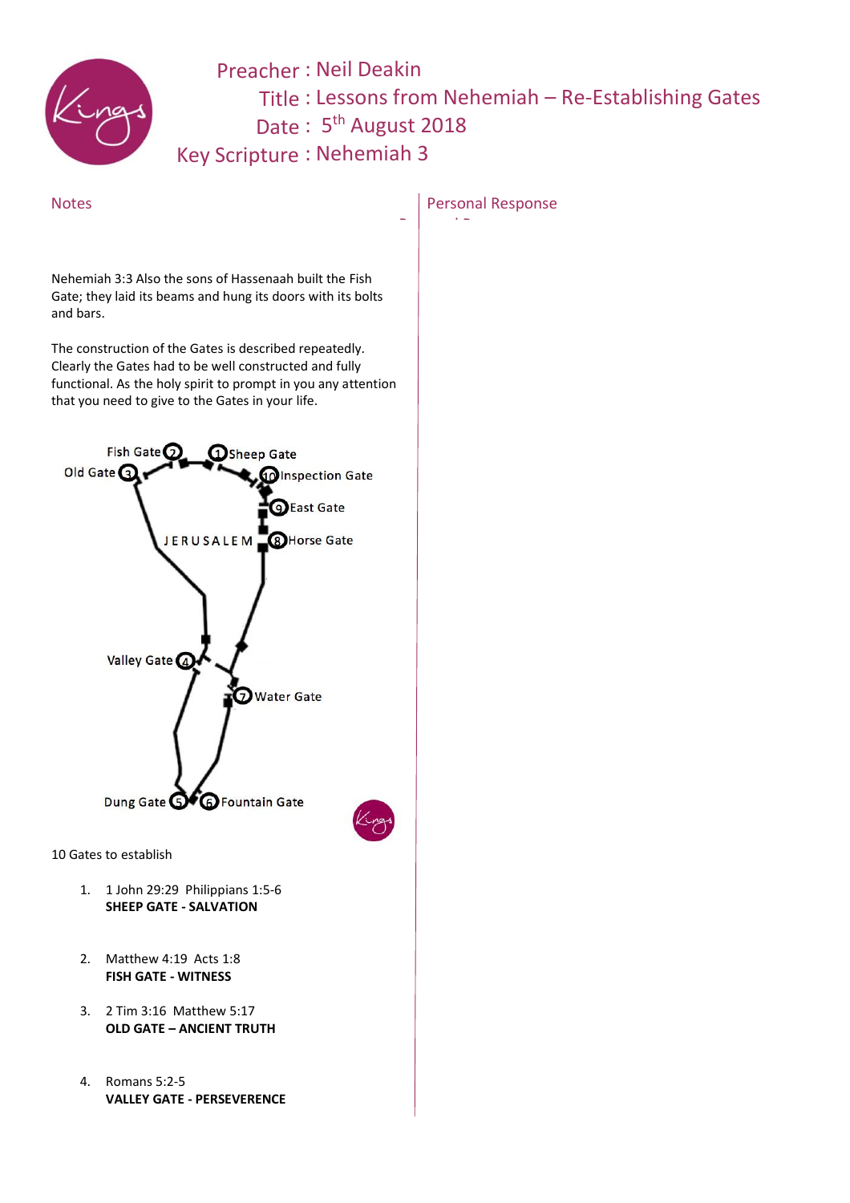Preacher : Neil Deakin

Title : Lessons from Nehemiah – Re-Establishing Gates

Date : 5th August 2018

Key Scripture : Nehemiah 3

## Notes

Nehemiah 3:3 Also the sons of Hassenaah built the Fish Gate; they laid its beams and hung its doors with its bolts and bars.

The construction of the Gates is described repeatedly. Clearly the Gates had to be well constructed and fully functional. As the holy spirit to prompt in you any attention that you need to give to the Gates in your life.

Fish Gate 2, Sheep Gate 1, Old Gate 3, Inspection Gate 10, East Gate 9, JERUSALEM, Horse Gate 8, Valley Gate 4, Water Gate 7, Dung Gate 5, Fountain Gate 6

10 Gates to establish

1. 1 John 29:29 Philippians 1:5-6
   **SHEEP GATE - SALVATION**

2. Matthew 4:19 Acts 1:8
   **FISH GATE - WITNESS**

3. 2 Tim 3:16 Matthew 5:17
   **OLD GATE – ANCIENT TRUTH**

4. Romans 5:2-5
   **VALLEY GATE - PERSEVERENCE**

## Personal Response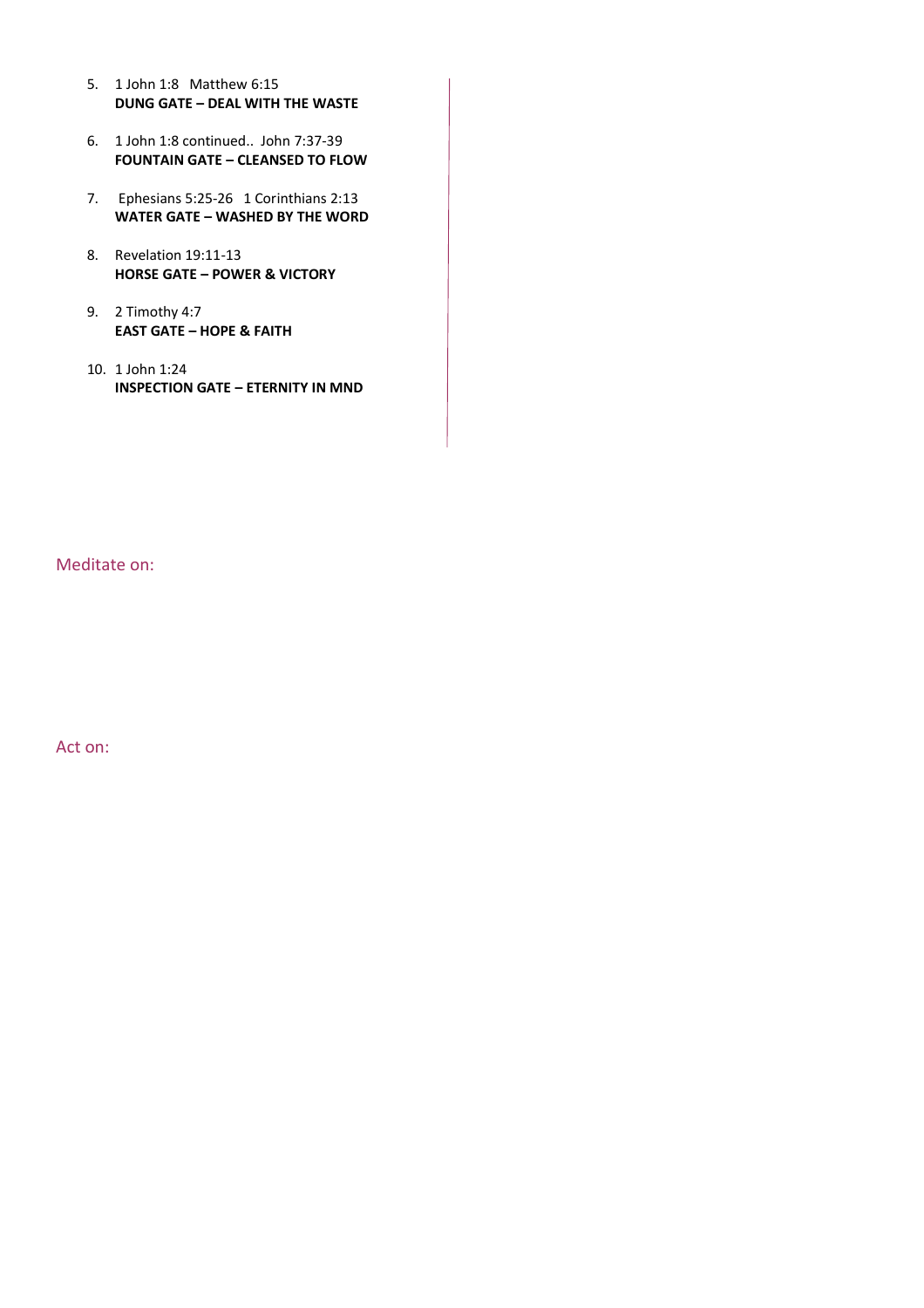5. 1 John 1:8   Matthew 6:15
   **DUNG GATE – DEAL WITH THE WASTE**

6. 1 John 1:8 continued..  John 7:37-39
   **FOUNTAIN GATE – CLEANSED TO FLOW**

7. Ephesians 5:25-26   1 Corinthians 2:13
   **WATER GATE – WASHED BY THE WORD**

8. Revelation 19:11-13
   **HORSE GATE – POWER & VICTORY**

9. 2 Timothy 4:7
   **EAST GATE – HOPE & FAITH**

10. 1 John 1:24
    **INSPECTION GATE – ETERNITY IN MND**

Meditate on:

Act on: